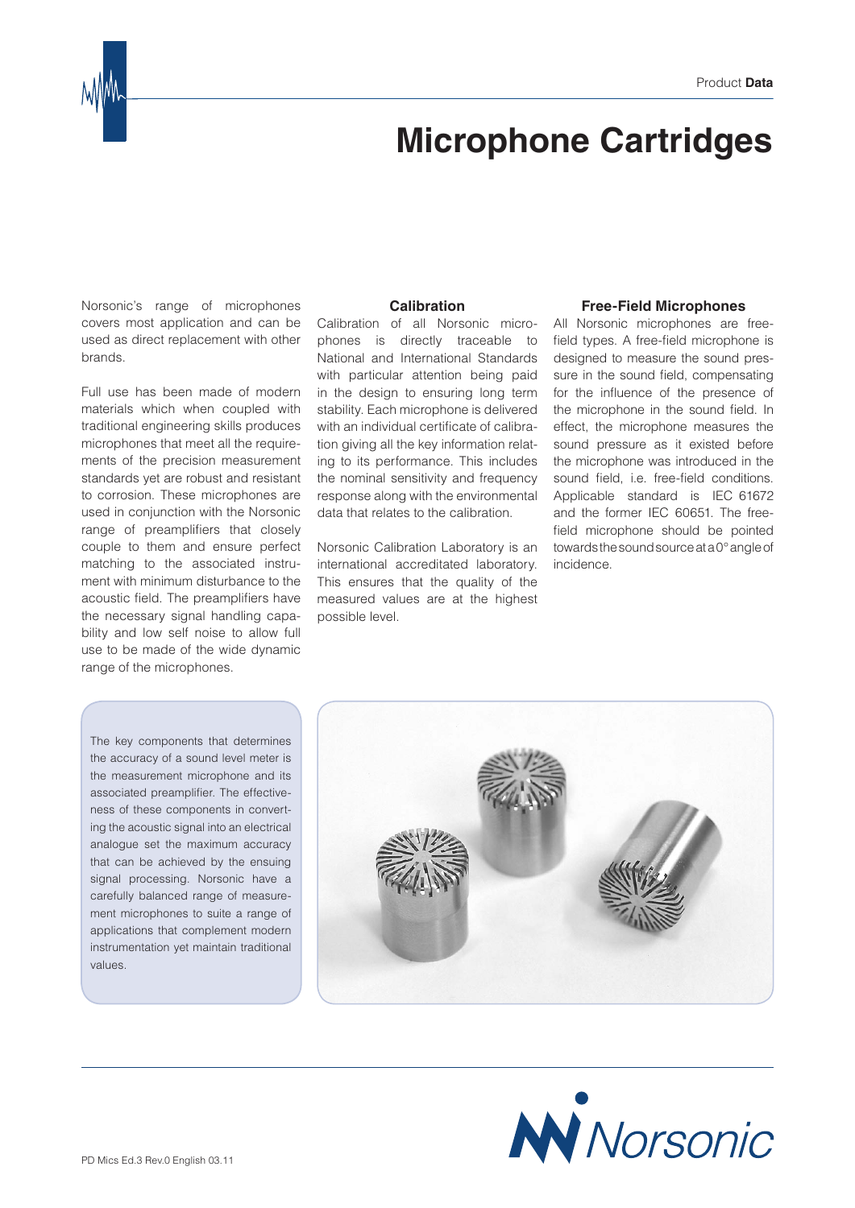# Microphone Cartridges

Norsonic's range of microphones covers most application and can be used as direct replacement with other brands.

Full use has been made of modern materials which when coupled with traditional engineering skills produces microphones that meet all the requirements of the precision measurement standards yet are robust and resistant to corrosion. These microphones are used in conjunction with the Norsonic range of preamplifiers that closely couple to them and ensure perfect matching to the associated instrument with minimum disturbance to the acoustic field. The preamplifiers have the necessary signal handling capability and low self noise to allow full use to be made of the wide dynamic range of the microphones.

### Calibration

Calibration of all Norsonic microphones is directly traceable to National and International Standards with particular attention being paid in the design to ensuring long term stability. Each microphone is delivered with an individual certificate of calibration giving all the key information relating to its performance. This includes the nominal sensitivity and frequency response along with the environmental data that relates to the calibration.

Norsonic Calibration Laboratory is an international accreditated laboratory. This ensures that the quality of the measured values are at the highest possible level.

### Free-Field Microphones

All Norsonic microphones are free-field types. A free-field microphone is designed to measure the sound pressure in the sound field, compensating for the influence of the presence of the microphone in the sound field. In effect, the microphone measures the sound pressure as it existed before the microphone was introduced in the sound field, i.e. free-field conditions. Applicable standard is IEC 61672 and the former IEC 60651. The free-field microphone should be pointed towards the sound source at a 0° angle of incidence.

The key components that determines the accuracy of a sound level meter is the measurement microphone and its associated preamplifier. The effectiveness of these components in converting the acoustic signal into an electrical analogue set the maximum accuracy that can be achieved by the ensuing signal processing. Norsonic have a carefully balanced range of measurement microphones to suite a range of applications that complement modern instrumentation yet maintain traditional values.

PD Mics Ed.3 Rev.0 English 03.11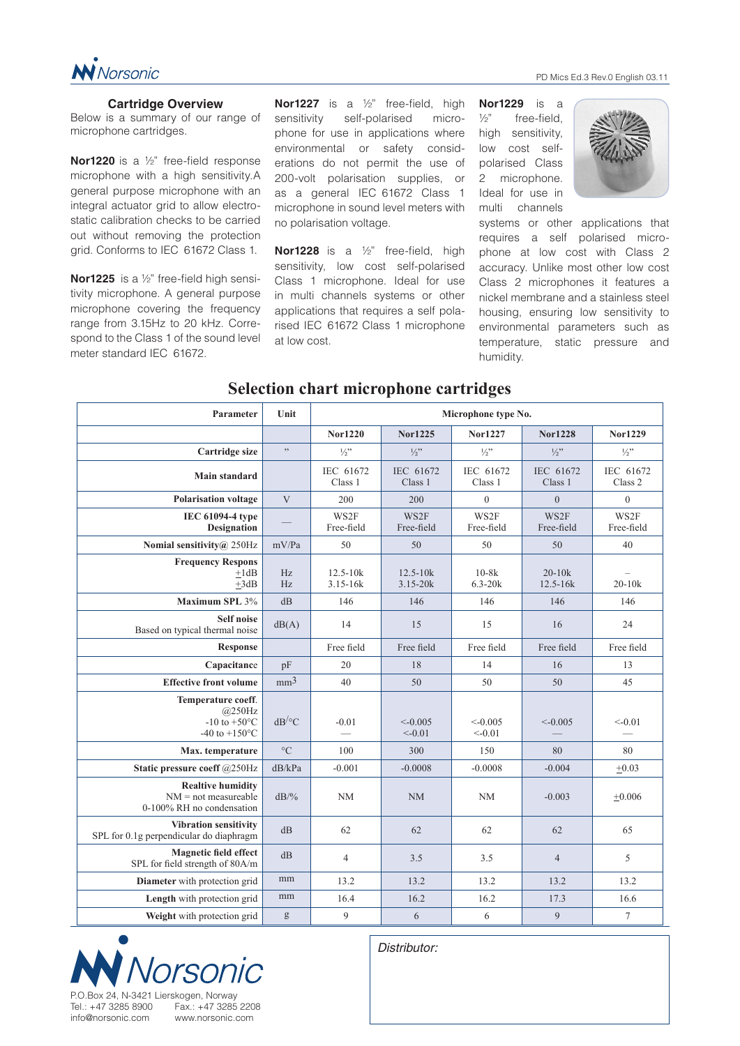### Cartridge Overview

Below is a summary of our range of microphone cartridges.

**Nor1220** is a ½" free-field response microphone with a high sensitivity.A general purpose microphone with an integral actuator grid to allow electrostatic calibration checks to be carried out without removing the protection grid. Conforms to IEC 61672 Class 1.

**Nor1225** is a ½" free-field high sensitivity microphone. A general purpose microphone covering the frequency range from 3.15Hz to 20 kHz. Correspond to the Class 1 of the sound level meter standard IEC 61672.

**Nor1227** is a ½" free-field, high sensitivity self-polarised microphone for use in applications where environmental or safety considerations do not permit the use of 200-volt polarisation supplies, or as a general IEC 61672 Class 1 microphone in sound level meters with no polarisation voltage.

**Nor1228** is a ½" free-field, high sensitivity, low cost self-polarised Class 1 microphone. Ideal for use in multi channels systems or other applications that requires a self polarised IEC 61672 Class 1 microphone at low cost.

**Nor1229** is a ½" free-field, high sensitivity, low cost self-polarised Class 2 microphone. Ideal for use in multi channels systems or other applications that requires a self polarised microphone at low cost with Class 2 accuracy. Unlike most other low cost Class 2 microphones it features a nickel membrane and a stainless steel housing, ensuring low sensitivity to environmental parameters such as temperature, static pressure and humidity.

## Selection chart microphone cartridges

| Parameter | Unit | Microphone type No. | | | | |
|---|---|---|---|---|---|---|
| | | Nor1220 | Nor1225 | Nor1227 | Nor1228 | Nor1229 |
| **Cartridge size** | " | ½" | ½" | ½" | ½" | ½" |
| **Main standard** | | IEC 61672 Class 1 | IEC 61672 Class 1 | IEC 61672 Class 1 | IEC 61672 Class 1 | IEC 61672 Class 2 |
| **Polarisation voltage** | V | 200 | 200 | 0 | 0 | 0 |
| **IEC 61094-4 type Designation** | — | WS2F Free-field | WS2F Free-field | WS2F Free-field | WS2F Free-field | WS2F Free-field |
| **Nomial sensitivity@** 250Hz | mV/Pa | 50 | 50 | 50 | 50 | 40 |
| **Frequency Respons** ±1dB<br>±3dB | Hz<br>Hz | 12.5-10k<br>3.15-16k | 12.5-10k<br>3.15-20k | 10-8k<br>6.3-20k | 20-10k<br>12.5-16k | –<br>20-10k |
| **Maximum SPL** 3% | dB | 146 | 146 | 146 | 146 | 146 |
| **Self noise** Based on typical thermal noise | dB(A) | 14 | 15 | 15 | 16 | 24 |
| **Response** | | Free field | Free field | Free field | Free field | Free field |
| **Capacitance** | pF | 20 | 18 | 14 | 16 | 13 |
| **Effective front volume** | $mm^3$ | 40 | 50 | 50 | 50 | 45 |
| **Temperature coeff.** @250Hz<br>-10 to +50°C<br>-40 to +150°C | dB/°C | -0.01<br>— | <-0.005<br><-0.01 | <-0.005<br><-0.01 | <-0.005<br>— | <-0.01<br>— |
| **Max. temperature** | °C | 100 | 300 | 150 | 80 | 80 |
| **Static pressure coeff** @250Hz | dB/kPa | -0.001 | -0.0008 | -0.0008 | -0.004 | ±0.03 |
| **Realtive humidity** NM = not measureable 0-100% RH no condensation | dB/% | NM | NM | NM | -0.003 | ±0.006 |
| **Vibration sensitivity** SPL for 0.1g perpendicular do diaphragm | dB | 62 | 62 | 62 | 62 | 65 |
| **Magnetic field effect** SPL for field strength of 80A/m | dB | 4 | 3.5 | 3.5 | 4 | 5 |
| **Diameter** with protection grid | mm | 13.2 | 13.2 | 13.2 | 13.2 | 13.2 |
| **Length** with protection grid | mm | 16.4 | 16.2 | 16.2 | 17.3 | 16.6 |
| **Weight** with protection grid | g | 9 | 6 | 6 | 9 | 7 |

Norsonic

P.O.Box 24, N-3421 Lierskogen, Norway
Tel.: +47 3285 8900 Fax.: +47 3285 2208
info@norsonic.com www.norsonic.com

*Distributor:*